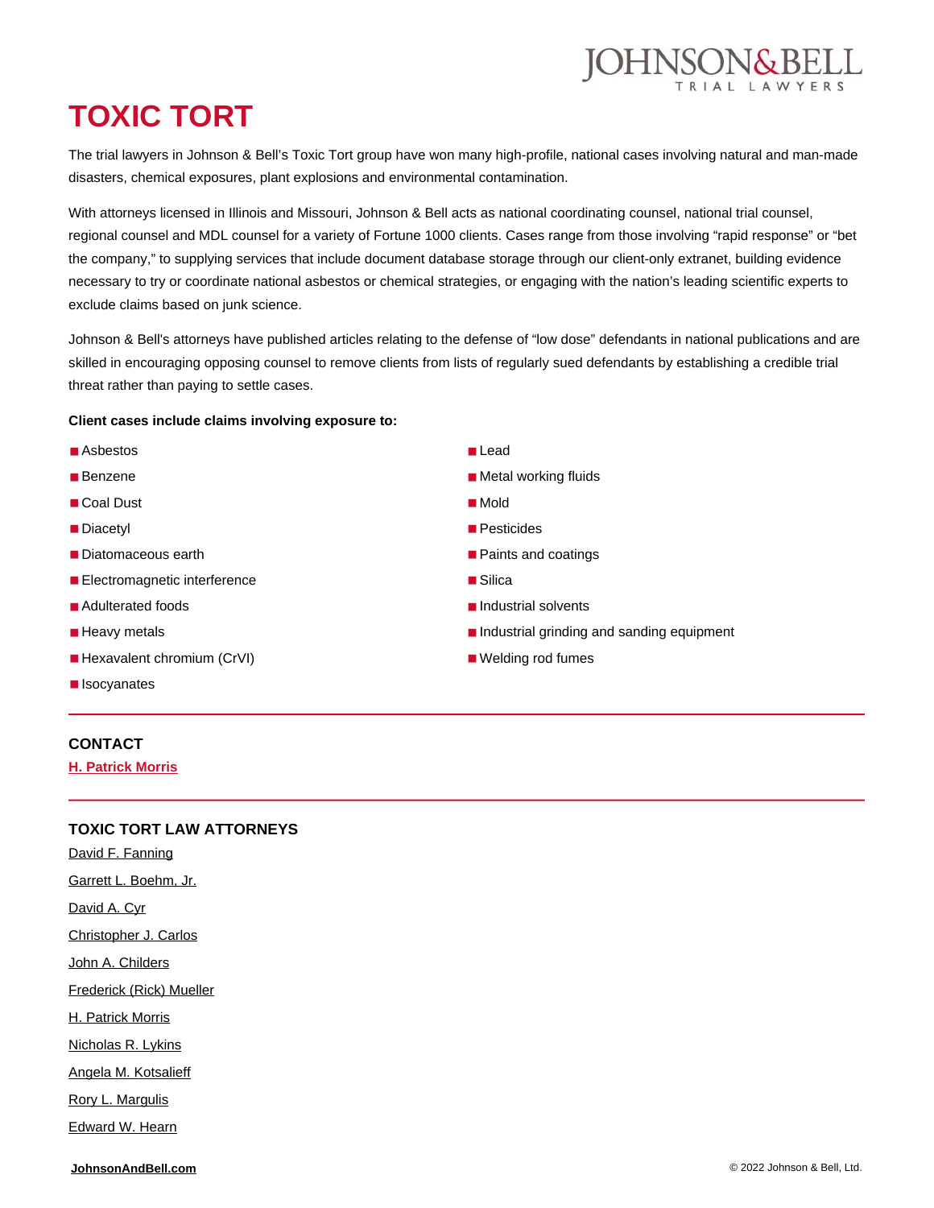# TOXIC TORT

The trial lawyers in Johnson & Bell's Toxic Tort group have won many high-profile, national cases involving natural and man-made disasters, chemical exposures, plant explosions and environmental contamination.

With attorneys licensed in Illinois and Missouri, Johnson & Bell acts as national coordinating counsel, national trial counsel, regional counsel and MDL counsel for a variety of Fortune 1000 clients. Cases range from those involving "rapid response" or "bet the company," to supplying services that include document database storage through our client-only extranet, building evidence necessary to try or coordinate national asbestos or chemical strategies, or engaging with the nation's leading scientific experts to exclude claims based on junk science.

Johnson & Bell's attorneys have published articles relating to the defense of "low dose" defendants in national publications and are skilled in encouraging opposing counsel to remove clients from lists of regularly sued defendants by establishing a credible trial threat rather than paying to settle cases.

**Client cases include claims involving exposure to:**

- Asbestos
- Benzene
- Coal Dust
- Diacetyl
- Diatomaceous earth
- Electromagnetic interference
- Adulterated foods
- Heavy metals
- Hexavalent chromium (CrVI)
- Isocyanates
- Lead
- Metal working fluids
- Mold
- Pesticides
- Paints and coatings
- Silica
- Industrial solvents
- Industrial grinding and sanding equipment
- Welding rod fumes

---

## CONTACT

H. Patrick Morris

---

## TOXIC TORT LAW ATTORNEYS

David F. Fanning

Garrett L. Boehm, Jr.

David A. Cyr

Christopher J. Carlos

John A. Childers

Frederick (Rick) Mueller

H. Patrick Morris

Nicholas R. Lykins

Angela M. Kotsalieff

Rory L. Margulis

Edward W. Hearn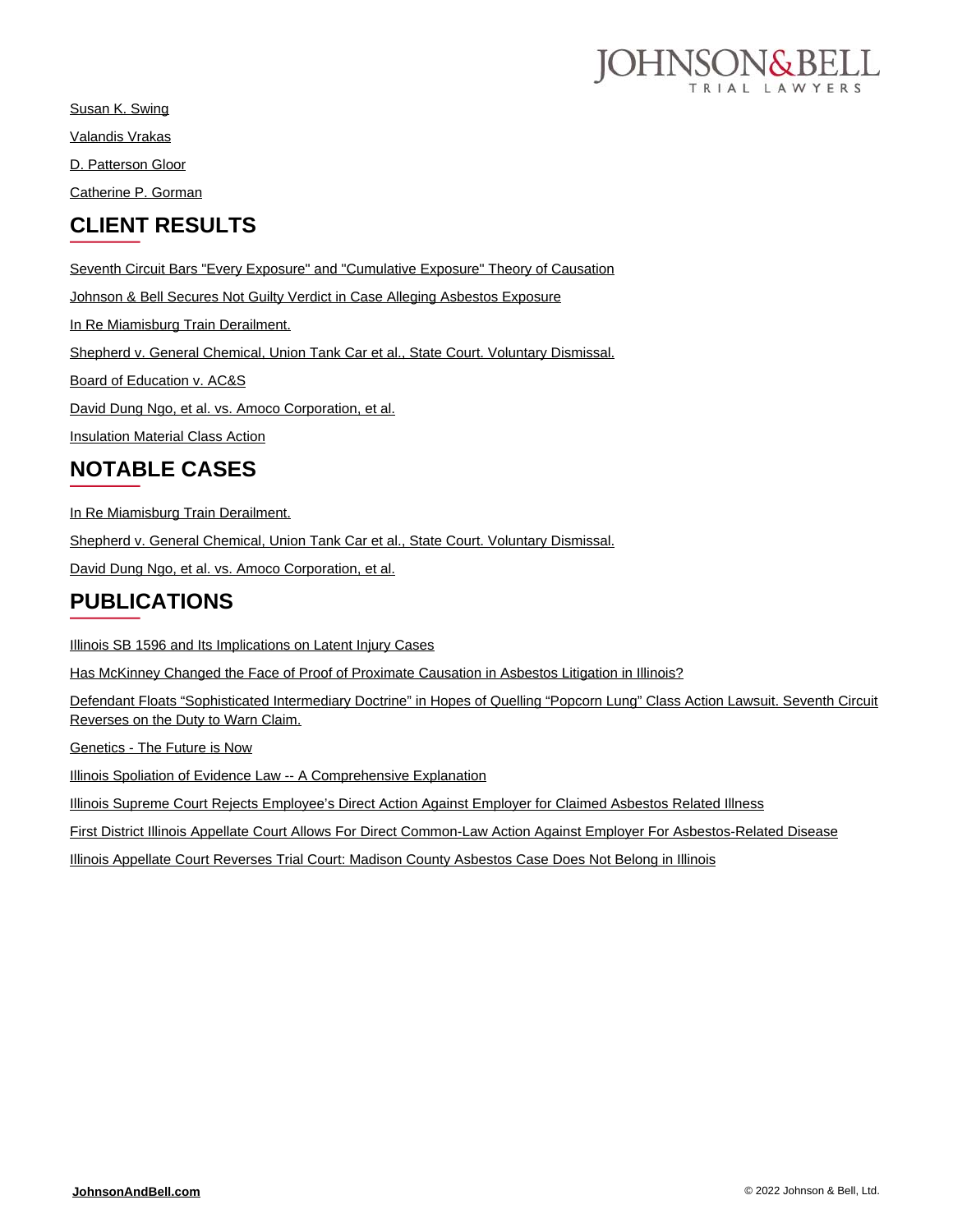Susan K. Swing

Valandis Vrakas

D. Patterson Gloor

Catherine P. Gorman

## CLIENT RESULTS

Seventh Circuit Bars "Every Exposure" and "Cumulative Exposure" Theory of Causation

Johnson & Bell Secures Not Guilty Verdict in Case Alleging Asbestos Exposure

In Re Miamisburg Train Derailment.

Shepherd v. General Chemical, Union Tank Car et al., State Court. Voluntary Dismissal.

Board of Education v. AC&S

David Dung Ngo, et al. vs. Amoco Corporation, et al.

Insulation Material Class Action

## NOTABLE CASES

In Re Miamisburg Train Derailment.

Shepherd v. General Chemical, Union Tank Car et al., State Court. Voluntary Dismissal.

David Dung Ngo, et al. vs. Amoco Corporation, et al.

## PUBLICATIONS

Illinois SB 1596 and Its Implications on Latent Injury Cases

Has McKinney Changed the Face of Proof of Proximate Causation in Asbestos Litigation in Illinois?

Defendant Floats “Sophisticated Intermediary Doctrine” in Hopes of Quelling “Popcorn Lung” Class Action Lawsuit. Seventh Circuit Reverses on the Duty to Warn Claim.

Genetics - The Future is Now

Illinois Spoliation of Evidence Law -- A Comprehensive Explanation

Illinois Supreme Court Rejects Employee’s Direct Action Against Employer for Claimed Asbestos Related Illness

First District Illinois Appellate Court Allows For Direct Common-Law Action Against Employer For Asbestos-Related Disease

Illinois Appellate Court Reverses Trial Court: Madison County Asbestos Case Does Not Belong in Illinois